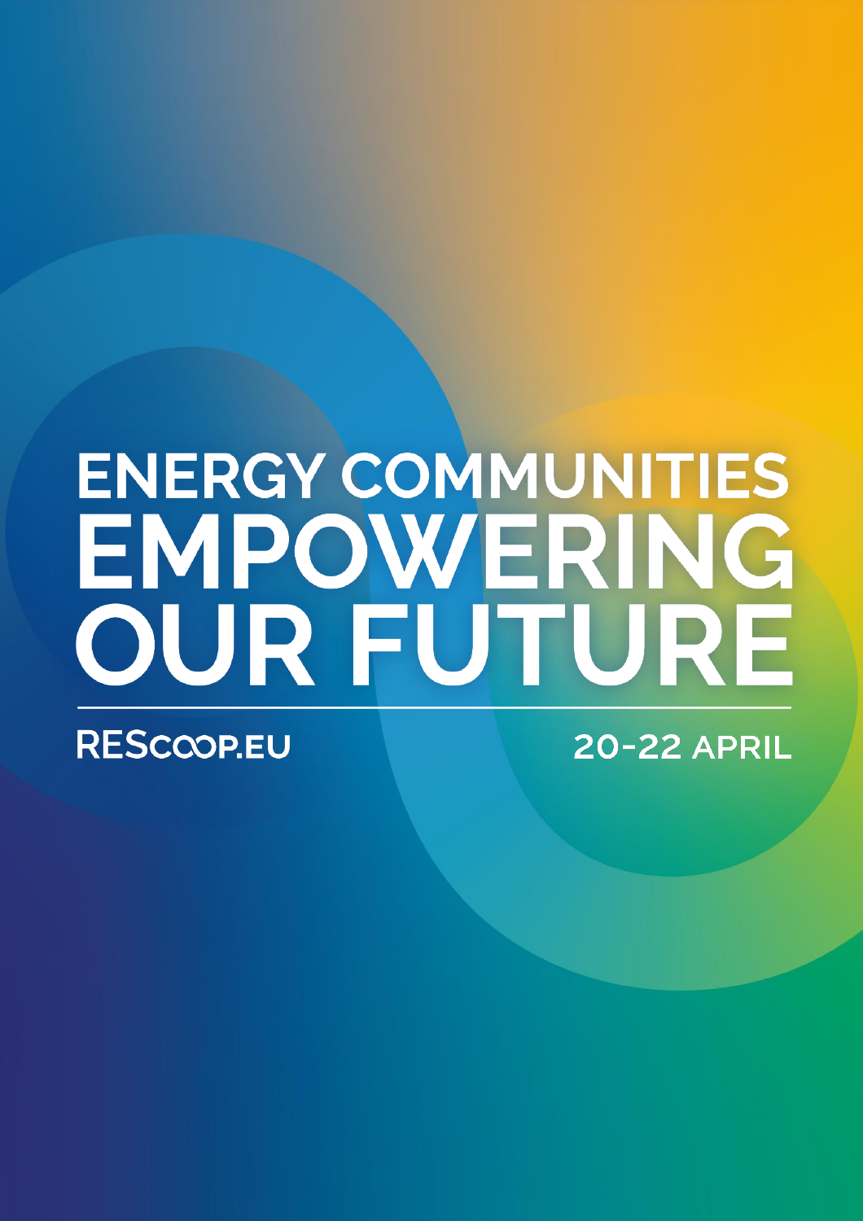# ENERGY COMMUNITIES EMPOWERING OUR FUTURE

RESCOOP.EU

20-22 APRIL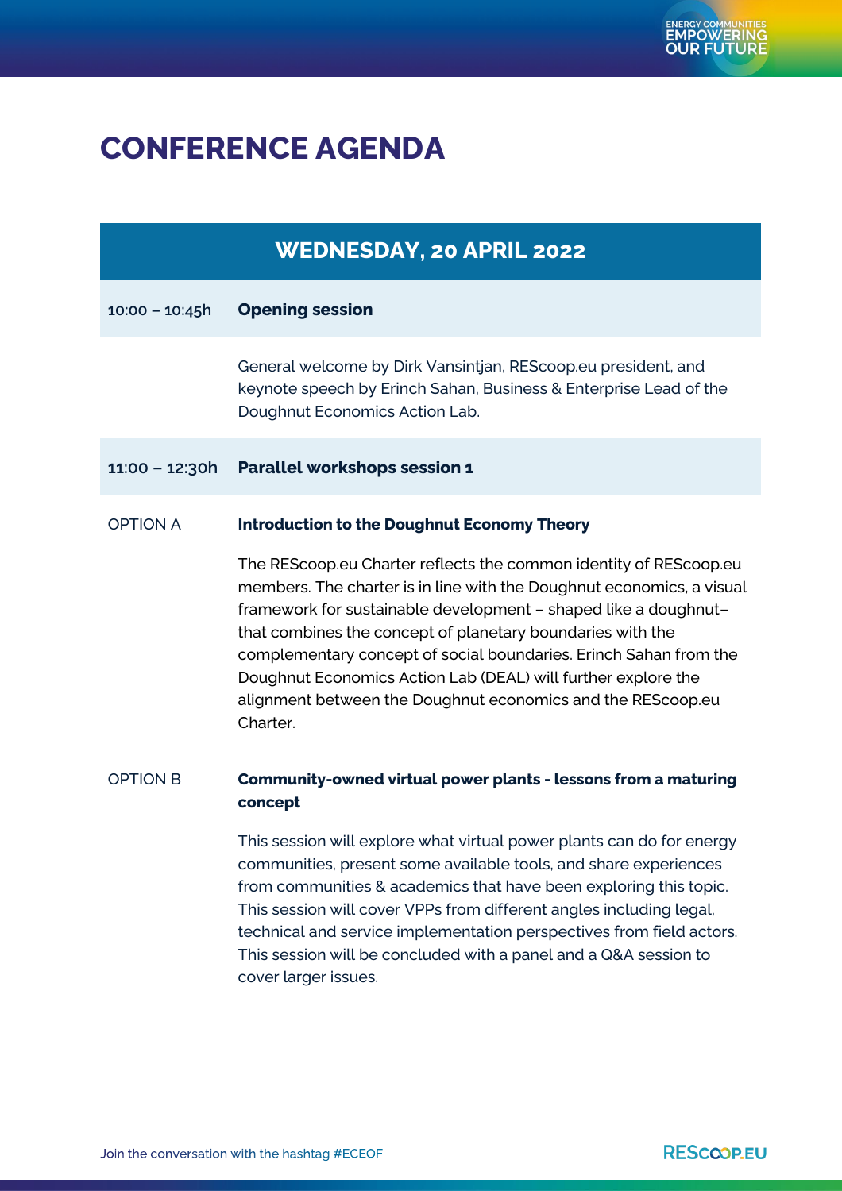# CONFERENCE AGENDA

## WEDNESDAY, 20 APRIL 2022

**10:00 – 10:45h** **Opening session**

General welcome by Dirk Vansintjan, REScoop.eu president, and keynote speech by Erinch Sahan, Business & Enterprise Lead of the Doughnut Economics Action Lab.

**11:00 – 12:30h** **Parallel workshops session 1**

OPTION A **Introduction to the Doughnut Economy Theory**

The REScoop.eu Charter reflects the common identity of REScoop.eu members. The charter is in line with the Doughnut economics, a visual framework for sustainable development – shaped like a doughnut– that combines the concept of planetary boundaries with the complementary concept of social boundaries. Erinch Sahan from the Doughnut Economics Action Lab (DEAL) will further explore the alignment between the Doughnut economics and the REScoop.eu Charter.

OPTION B **Community-owned virtual power plants - lessons from a maturing concept**

This session will explore what virtual power plants can do for energy communities, present some available tools, and share experiences from communities & academics that have been exploring this topic. This session will cover VPPs from different angles including legal, technical and service implementation perspectives from field actors. This session will be concluded with a panel and a Q&A session to cover larger issues.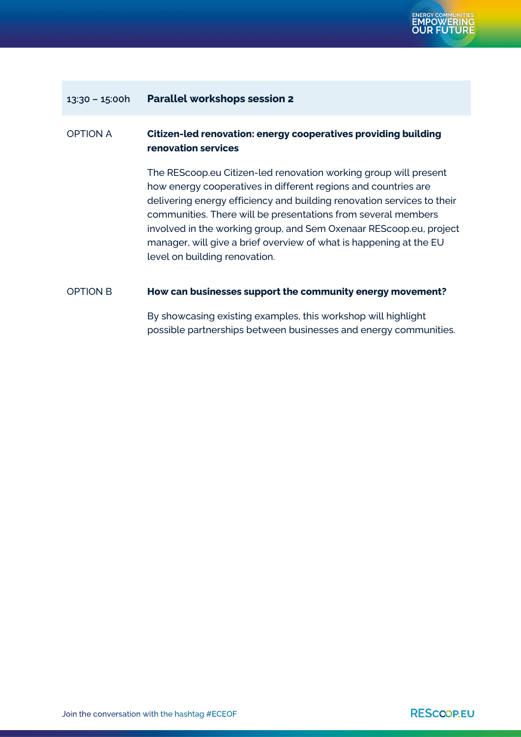**13:30 – 15:00h** **Parallel workshops session 2**

OPTION A

**Citizen-led renovation: energy cooperatives providing building renovation services**

The REScoop.eu Citizen-led renovation working group will present how energy cooperatives in different regions and countries are delivering energy efficiency and building renovation services to their communities. There will be presentations from several members involved in the working group, and Sem Oxenaar REScoop.eu, project manager, will give a brief overview of what is happening at the EU level on building renovation.

OPTION B

**How can businesses support the community energy movement?**

By showcasing existing examples, this workshop will highlight possible partnerships between businesses and energy communities.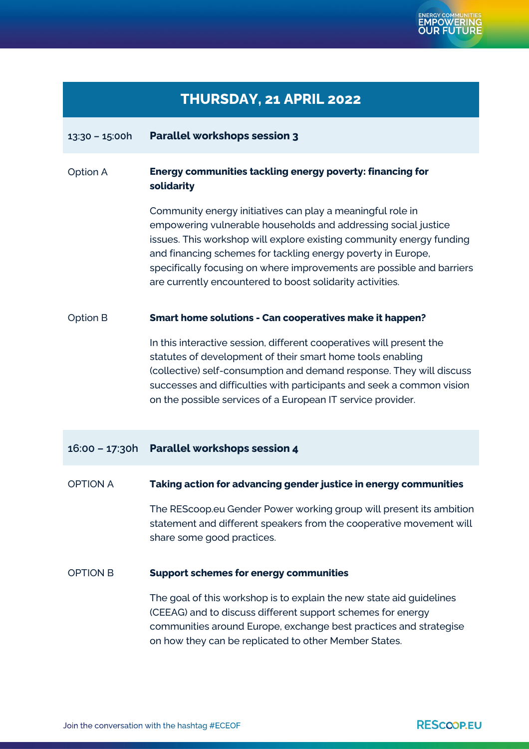## THURSDAY, 21 APRIL 2022

**13:30 – 15:00h** **Parallel workshops session 3**

Option A **Energy communities tackling energy poverty: financing for solidarity**

Community energy initiatives can play a meaningful role in empowering vulnerable households and addressing social justice issues. This workshop will explore existing community energy funding and financing schemes for tackling energy poverty in Europe, specifically focusing on where improvements are possible and barriers are currently encountered to boost solidarity activities.

Option B **Smart home solutions - Can cooperatives make it happen?**

In this interactive session, different cooperatives will present the statutes of development of their smart home tools enabling (collective) self-consumption and demand response. They will discuss successes and difficulties with participants and seek a common vision on the possible services of a European IT service provider.

**16:00 – 17:30h** **Parallel workshops session 4**

OPTION A **Taking action for advancing gender justice in energy communities**

The REScoop.eu Gender Power working group will present its ambition statement and different speakers from the cooperative movement will share some good practices.

OPTION B **Support schemes for energy communities**

The goal of this workshop is to explain the new state aid guidelines (CEEAG) and to discuss different support schemes for energy communities around Europe, exchange best practices and strategise on how they can be replicated to other Member States.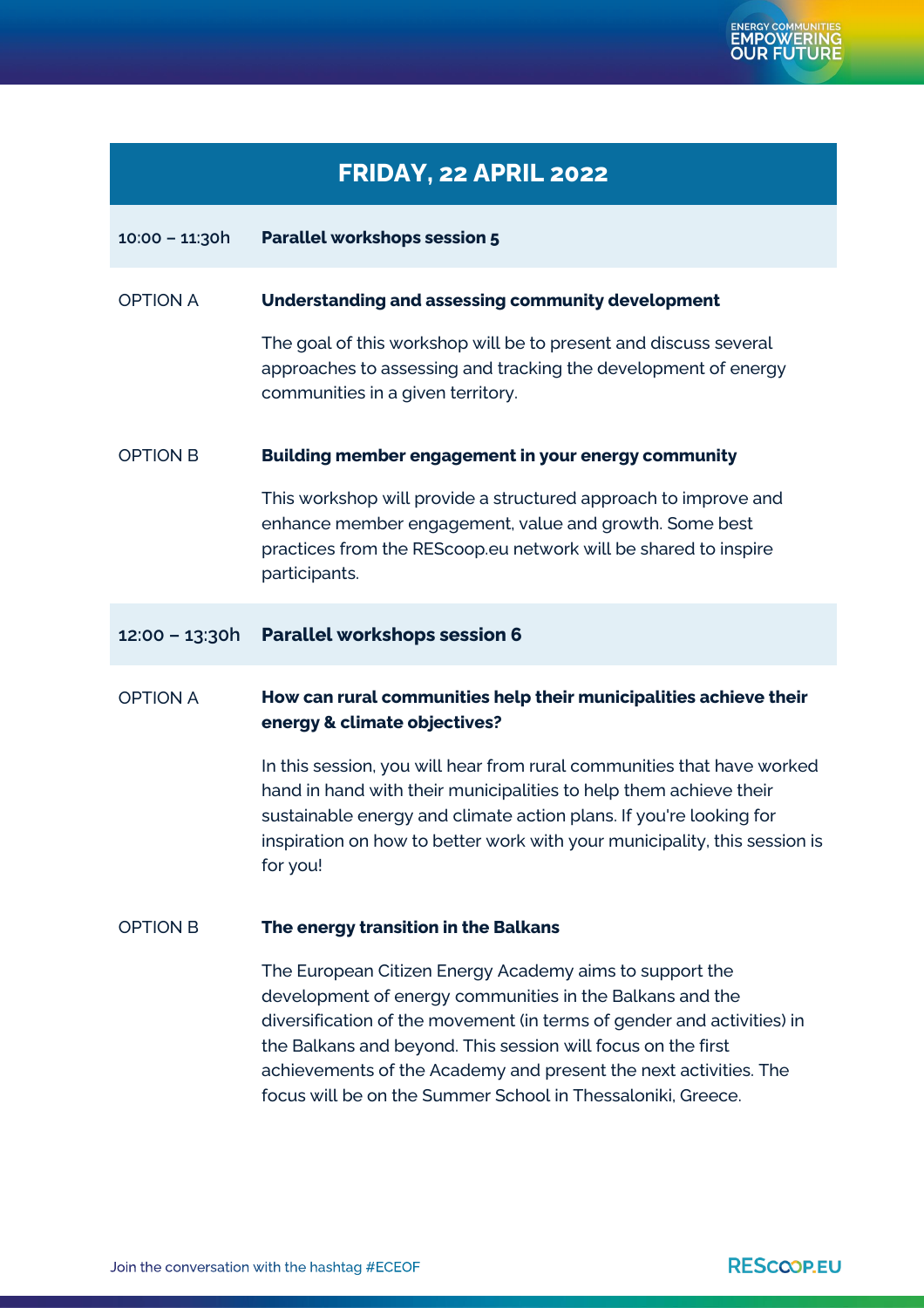## FRIDAY, 22 APRIL 2022

**10:00 – 11:30h** **Parallel workshops session 5**

OPTION A **Understanding and assessing community development**

The goal of this workshop will be to present and discuss several approaches to assessing and tracking the development of energy communities in a given territory.

OPTION B **Building member engagement in your energy community**

This workshop will provide a structured approach to improve and enhance member engagement, value and growth. Some best practices from the REScoop.eu network will be shared to inspire participants.

**12:00 – 13:30h** **Parallel workshops session 6**

OPTION A **How can rural communities help their municipalities achieve their energy & climate objectives?**

In this session, you will hear from rural communities that have worked hand in hand with their municipalities to help them achieve their sustainable energy and climate action plans. If you're looking for inspiration on how to better work with your municipality, this session is for you!

OPTION B **The energy transition in the Balkans**

The European Citizen Energy Academy aims to support the development of energy communities in the Balkans and the diversification of the movement (in terms of gender and activities) in the Balkans and beyond. This session will focus on the first achievements of the Academy and present the next activities. The focus will be on the Summer School in Thessaloniki, Greece.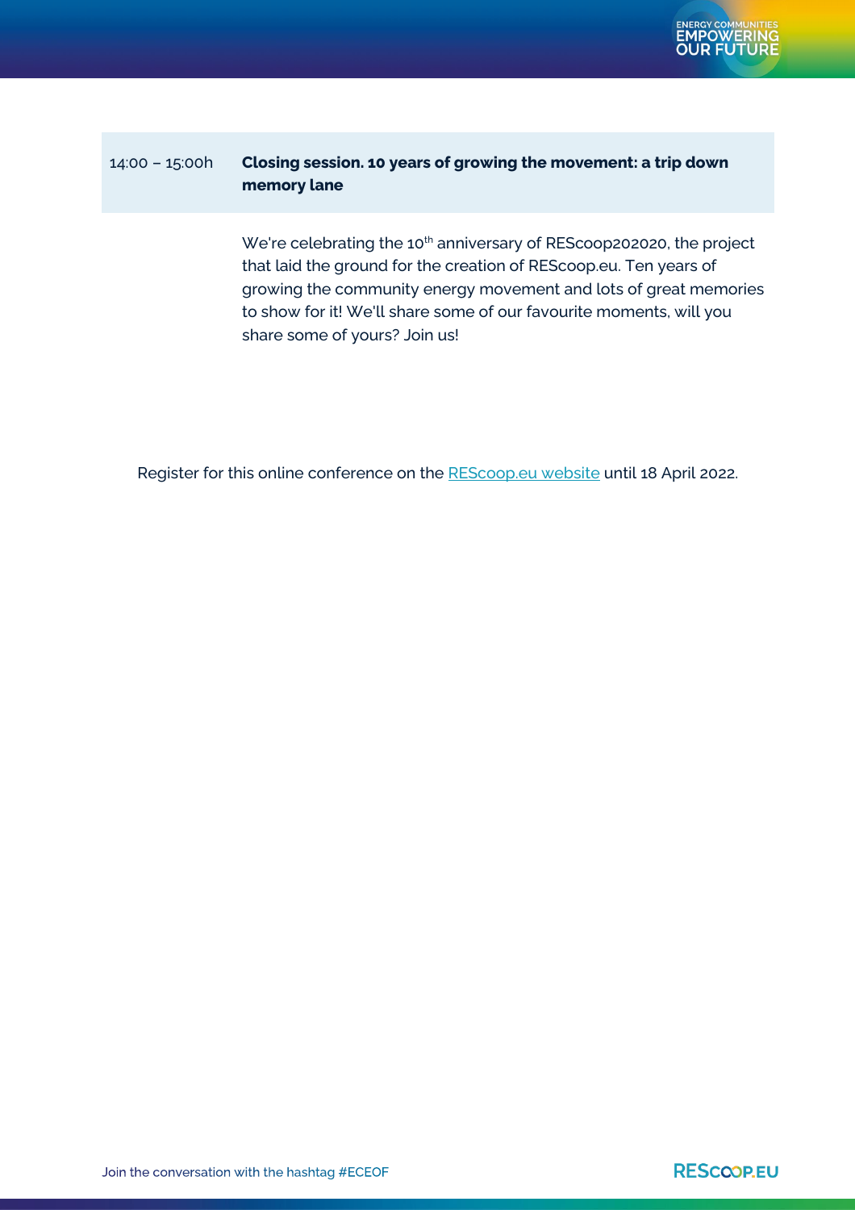| | |
|---|---|
| 14:00 – 15:00h | **Closing session. 10 years of growing the movement: a trip down memory lane** |
| | We're celebrating the 10th anniversary of REScoop202020, the project that laid the ground for the creation of REScoop.eu. Ten years of growing the community energy movement and lots of great memories to show for it! We'll share some of our favourite moments, will you share some of yours? Join us! |

Register for this online conference on the [REScoop.eu website]() until 18 April 2022.